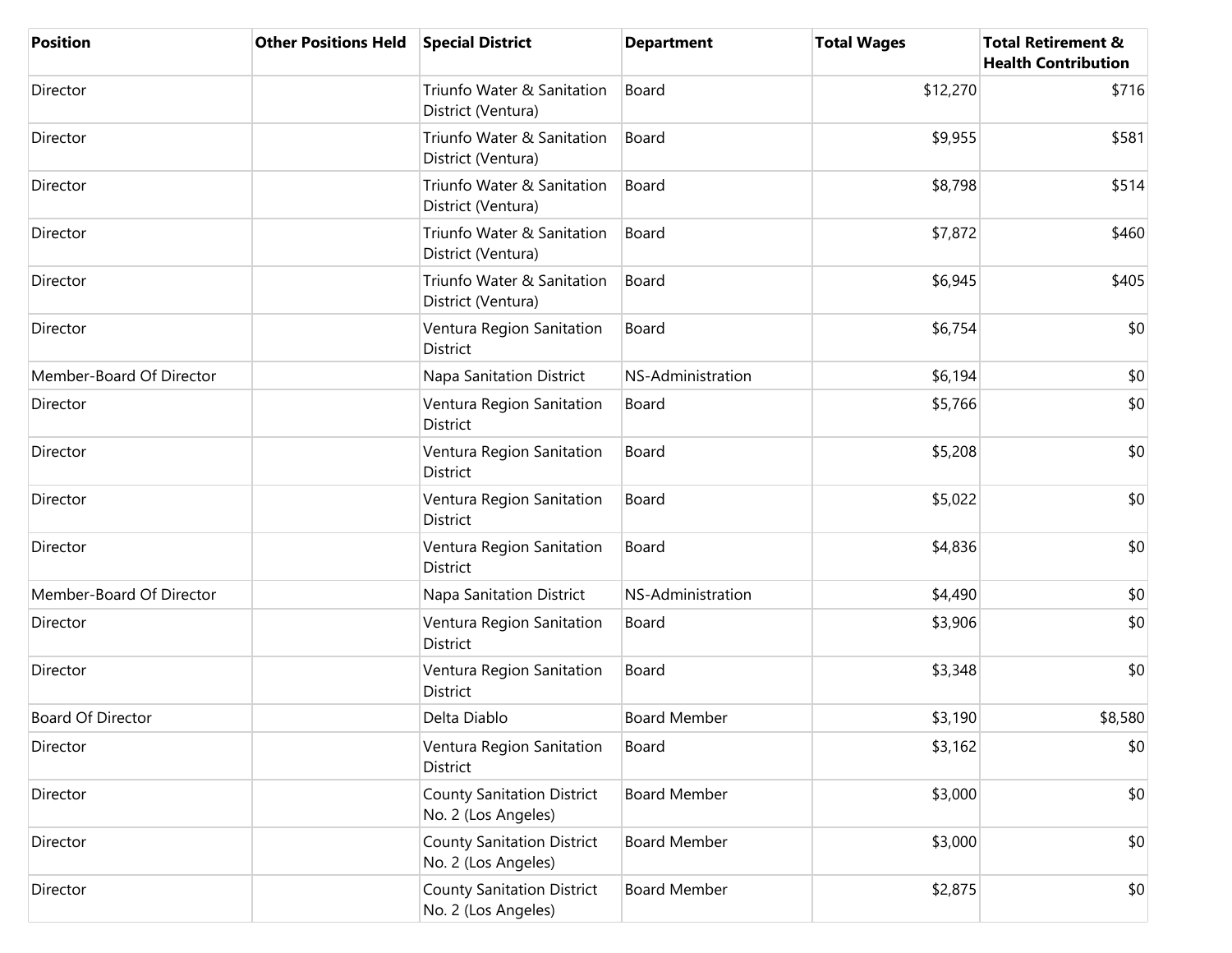| Position | Other Positions Held | Special District | Department | Total Wages | Total Retirement & Health Contribution |
|---|---|---|---|---|---|
| Director | | Triunfo Water & Sanitation District (Ventura) | Board | $12,270 | $716 |
| Director | | Triunfo Water & Sanitation District (Ventura) | Board | $9,955 | $581 |
| Director | | Triunfo Water & Sanitation District (Ventura) | Board | $8,798 | $514 |
| Director | | Triunfo Water & Sanitation District (Ventura) | Board | $7,872 | $460 |
| Director | | Triunfo Water & Sanitation District (Ventura) | Board | $6,945 | $405 |
| Director | | Ventura Region Sanitation District | Board | $6,754 | $0 |
| Member-Board Of Director | | Napa Sanitation District | NS-Administration | $6,194 | $0 |
| Director | | Ventura Region Sanitation District | Board | $5,766 | $0 |
| Director | | Ventura Region Sanitation District | Board | $5,208 | $0 |
| Director | | Ventura Region Sanitation District | Board | $5,022 | $0 |
| Director | | Ventura Region Sanitation District | Board | $4,836 | $0 |
| Member-Board Of Director | | Napa Sanitation District | NS-Administration | $4,490 | $0 |
| Director | | Ventura Region Sanitation District | Board | $3,906 | $0 |
| Director | | Ventura Region Sanitation District | Board | $3,348 | $0 |
| Board Of Director | | Delta Diablo | Board Member | $3,190 | $8,580 |
| Director | | Ventura Region Sanitation District | Board | $3,162 | $0 |
| Director | | County Sanitation District No. 2 (Los Angeles) | Board Member | $3,000 | $0 |
| Director | | County Sanitation District No. 2 (Los Angeles) | Board Member | $3,000 | $0 |
| Director | | County Sanitation District No. 2 (Los Angeles) | Board Member | $2,875 | $0 |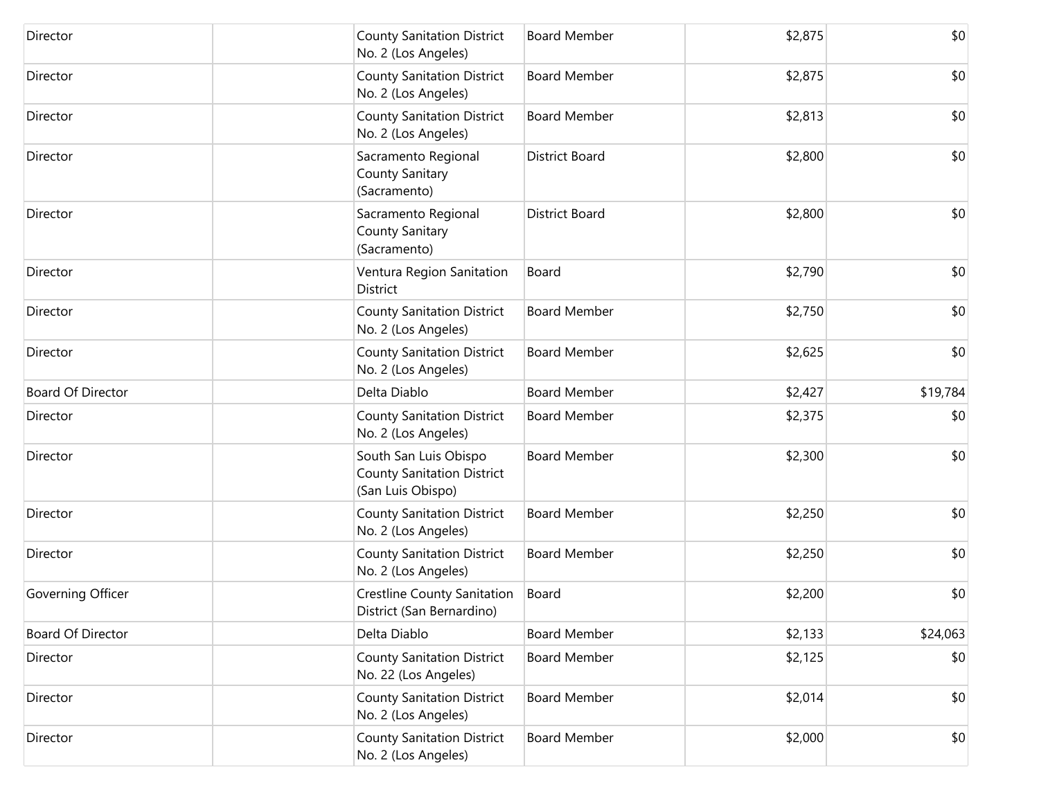| | | | | | |
|---|---|---|---|---|---|
| Director | | County Sanitation District No. 2 (Los Angeles) | Board Member | $2,875 | $0 |
| Director | | County Sanitation District No. 2 (Los Angeles) | Board Member | $2,875 | $0 |
| Director | | County Sanitation District No. 2 (Los Angeles) | Board Member | $2,813 | $0 |
| Director | | Sacramento Regional County Sanitary (Sacramento) | District Board | $2,800 | $0 |
| Director | | Sacramento Regional County Sanitary (Sacramento) | District Board | $2,800 | $0 |
| Director | | Ventura Region Sanitation District | Board | $2,790 | $0 |
| Director | | County Sanitation District No. 2 (Los Angeles) | Board Member | $2,750 | $0 |
| Director | | County Sanitation District No. 2 (Los Angeles) | Board Member | $2,625 | $0 |
| Board Of Director | | Delta Diablo | Board Member | $2,427 | $19,784 |
| Director | | County Sanitation District No. 2 (Los Angeles) | Board Member | $2,375 | $0 |
| Director | | South San Luis Obispo County Sanitation District (San Luis Obispo) | Board Member | $2,300 | $0 |
| Director | | County Sanitation District No. 2 (Los Angeles) | Board Member | $2,250 | $0 |
| Director | | County Sanitation District No. 2 (Los Angeles) | Board Member | $2,250 | $0 |
| Governing Officer | | Crestline County Sanitation District (San Bernardino) | Board | $2,200 | $0 |
| Board Of Director | | Delta Diablo | Board Member | $2,133 | $24,063 |
| Director | | County Sanitation District No. 22 (Los Angeles) | Board Member | $2,125 | $0 |
| Director | | County Sanitation District No. 2 (Los Angeles) | Board Member | $2,014 | $0 |
| Director | | County Sanitation District No. 2 (Los Angeles) | Board Member | $2,000 | $0 |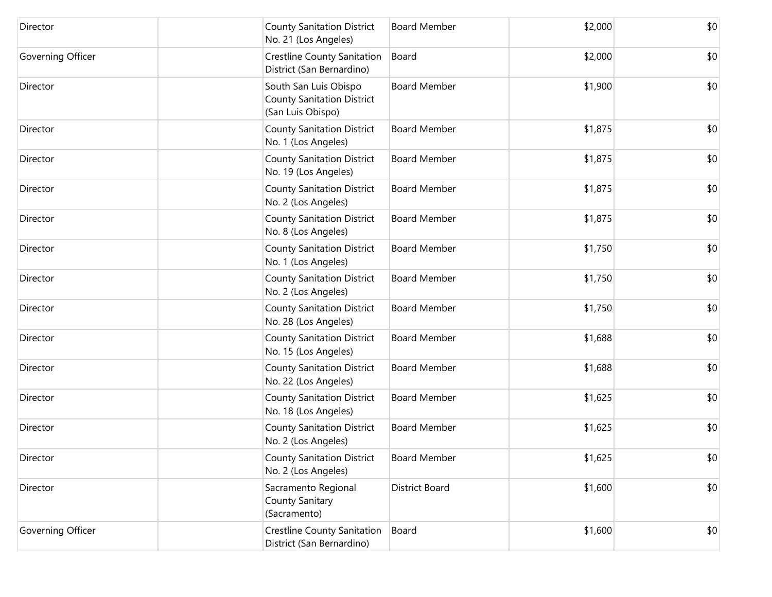| | | | | | |
|---|---|---|---|---|---|
| Director | | County Sanitation District No. 21 (Los Angeles) | Board Member | $2,000 | $0 |
| Governing Officer | | Crestline County Sanitation District (San Bernardino) | Board | $2,000 | $0 |
| Director | | South San Luis Obispo County Sanitation District (San Luis Obispo) | Board Member | $1,900 | $0 |
| Director | | County Sanitation District No. 1 (Los Angeles) | Board Member | $1,875 | $0 |
| Director | | County Sanitation District No. 19 (Los Angeles) | Board Member | $1,875 | $0 |
| Director | | County Sanitation District No. 2 (Los Angeles) | Board Member | $1,875 | $0 |
| Director | | County Sanitation District No. 8 (Los Angeles) | Board Member | $1,875 | $0 |
| Director | | County Sanitation District No. 1 (Los Angeles) | Board Member | $1,750 | $0 |
| Director | | County Sanitation District No. 2 (Los Angeles) | Board Member | $1,750 | $0 |
| Director | | County Sanitation District No. 28 (Los Angeles) | Board Member | $1,750 | $0 |
| Director | | County Sanitation District No. 15 (Los Angeles) | Board Member | $1,688 | $0 |
| Director | | County Sanitation District No. 22 (Los Angeles) | Board Member | $1,688 | $0 |
| Director | | County Sanitation District No. 18 (Los Angeles) | Board Member | $1,625 | $0 |
| Director | | County Sanitation District No. 2 (Los Angeles) | Board Member | $1,625 | $0 |
| Director | | County Sanitation District No. 2 (Los Angeles) | Board Member | $1,625 | $0 |
| Director | | Sacramento Regional County Sanitary (Sacramento) | District Board | $1,600 | $0 |
| Governing Officer | | Crestline County Sanitation District (San Bernardino) | Board | $1,600 | $0 |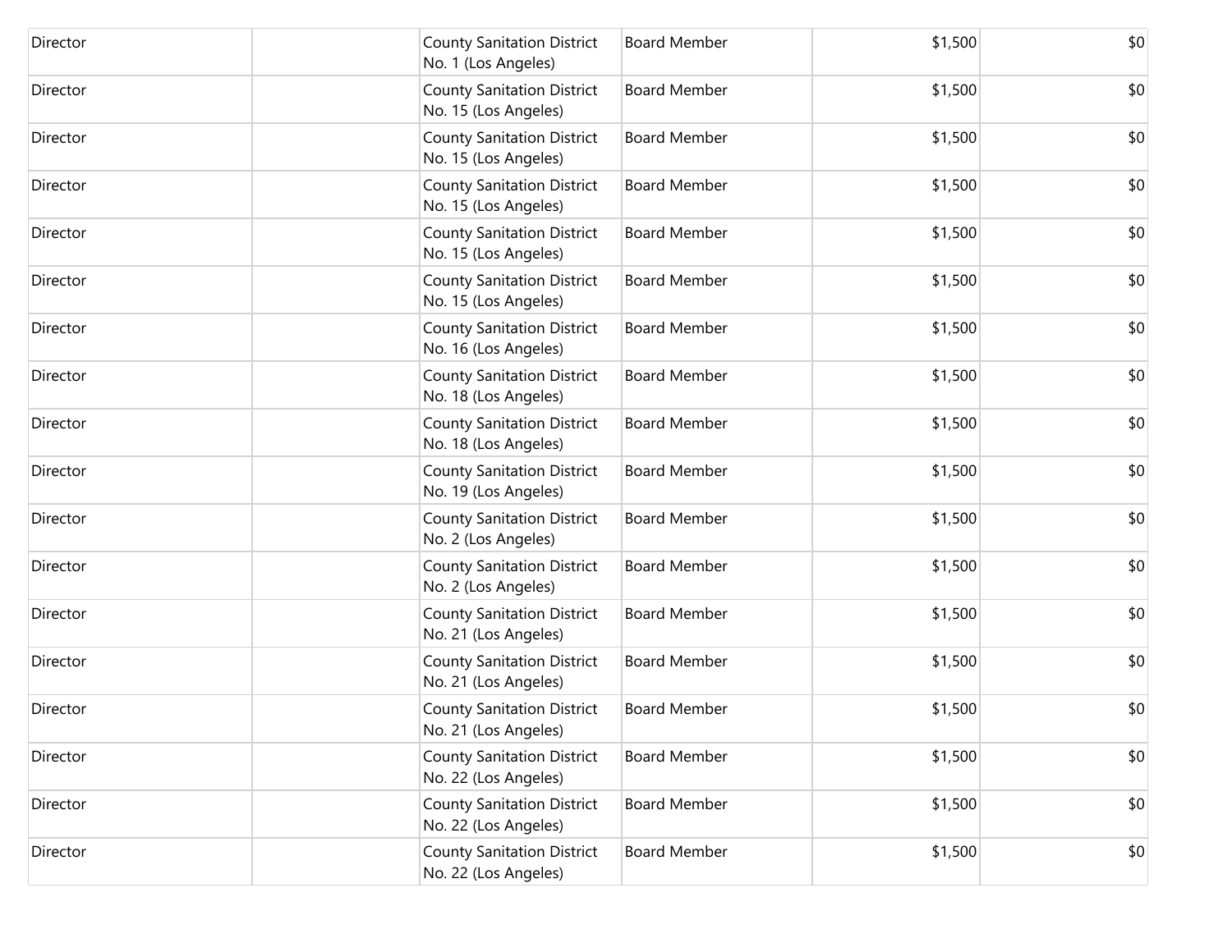| | | | | | |
|---|---|---|---|---|---|
| Director | | County Sanitation District No. 1 (Los Angeles) | Board Member | $1,500 | $0 |
| Director | | County Sanitation District No. 15 (Los Angeles) | Board Member | $1,500 | $0 |
| Director | | County Sanitation District No. 15 (Los Angeles) | Board Member | $1,500 | $0 |
| Director | | County Sanitation District No. 15 (Los Angeles) | Board Member | $1,500 | $0 |
| Director | | County Sanitation District No. 15 (Los Angeles) | Board Member | $1,500 | $0 |
| Director | | County Sanitation District No. 15 (Los Angeles) | Board Member | $1,500 | $0 |
| Director | | County Sanitation District No. 16 (Los Angeles) | Board Member | $1,500 | $0 |
| Director | | County Sanitation District No. 18 (Los Angeles) | Board Member | $1,500 | $0 |
| Director | | County Sanitation District No. 18 (Los Angeles) | Board Member | $1,500 | $0 |
| Director | | County Sanitation District No. 19 (Los Angeles) | Board Member | $1,500 | $0 |
| Director | | County Sanitation District No. 2 (Los Angeles) | Board Member | $1,500 | $0 |
| Director | | County Sanitation District No. 2 (Los Angeles) | Board Member | $1,500 | $0 |
| Director | | County Sanitation District No. 21 (Los Angeles) | Board Member | $1,500 | $0 |
| Director | | County Sanitation District No. 21 (Los Angeles) | Board Member | $1,500 | $0 |
| Director | | County Sanitation District No. 21 (Los Angeles) | Board Member | $1,500 | $0 |
| Director | | County Sanitation District No. 22 (Los Angeles) | Board Member | $1,500 | $0 |
| Director | | County Sanitation District No. 22 (Los Angeles) | Board Member | $1,500 | $0 |
| Director | | County Sanitation District No. 22 (Los Angeles) | Board Member | $1,500 | $0 |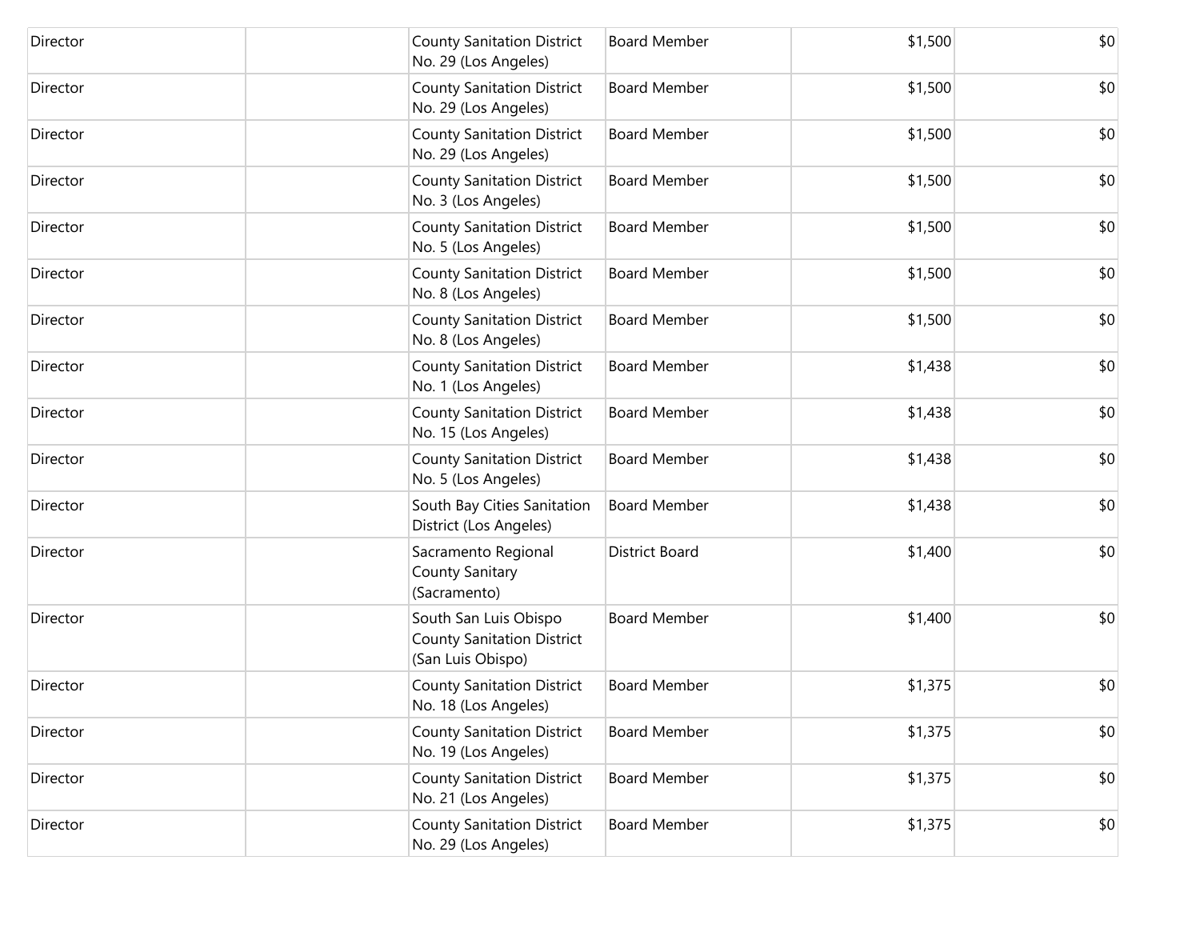| Director | | County Sanitation District No. 29 (Los Angeles) | Board Member | $1,500 | $0 |
|---|---|---|---|---|---|
| Director | | County Sanitation District No. 29 (Los Angeles) | Board Member | $1,500 | $0 |
| Director | | County Sanitation District No. 29 (Los Angeles) | Board Member | $1,500 | $0 |
| Director | | County Sanitation District No. 3 (Los Angeles) | Board Member | $1,500 | $0 |
| Director | | County Sanitation District No. 5 (Los Angeles) | Board Member | $1,500 | $0 |
| Director | | County Sanitation District No. 8 (Los Angeles) | Board Member | $1,500 | $0 |
| Director | | County Sanitation District No. 8 (Los Angeles) | Board Member | $1,500 | $0 |
| Director | | County Sanitation District No. 1 (Los Angeles) | Board Member | $1,438 | $0 |
| Director | | County Sanitation District No. 15 (Los Angeles) | Board Member | $1,438 | $0 |
| Director | | County Sanitation District No. 5 (Los Angeles) | Board Member | $1,438 | $0 |
| Director | | South Bay Cities Sanitation District (Los Angeles) | Board Member | $1,438 | $0 |
| Director | | Sacramento Regional County Sanitary (Sacramento) | District Board | $1,400 | $0 |
| Director | | South San Luis Obispo County Sanitation District (San Luis Obispo) | Board Member | $1,400 | $0 |
| Director | | County Sanitation District No. 18 (Los Angeles) | Board Member | $1,375 | $0 |
| Director | | County Sanitation District No. 19 (Los Angeles) | Board Member | $1,375 | $0 |
| Director | | County Sanitation District No. 21 (Los Angeles) | Board Member | $1,375 | $0 |
| Director | | County Sanitation District No. 29 (Los Angeles) | Board Member | $1,375 | $0 |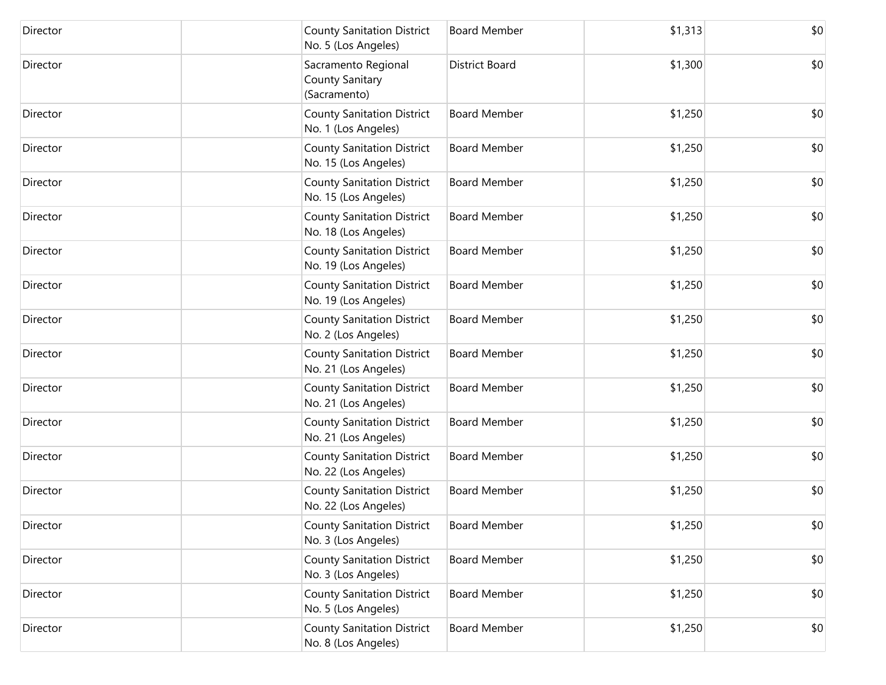| | | | | | |
|---|---|---|---|---|---|
| Director | | County Sanitation District No. 5 (Los Angeles) | Board Member | $1,313 | $0 |
| Director | | Sacramento Regional County Sanitary (Sacramento) | District Board | $1,300 | $0 |
| Director | | County Sanitation District No. 1 (Los Angeles) | Board Member | $1,250 | $0 |
| Director | | County Sanitation District No. 15 (Los Angeles) | Board Member | $1,250 | $0 |
| Director | | County Sanitation District No. 15 (Los Angeles) | Board Member | $1,250 | $0 |
| Director | | County Sanitation District No. 18 (Los Angeles) | Board Member | $1,250 | $0 |
| Director | | County Sanitation District No. 19 (Los Angeles) | Board Member | $1,250 | $0 |
| Director | | County Sanitation District No. 19 (Los Angeles) | Board Member | $1,250 | $0 |
| Director | | County Sanitation District No. 2 (Los Angeles) | Board Member | $1,250 | $0 |
| Director | | County Sanitation District No. 21 (Los Angeles) | Board Member | $1,250 | $0 |
| Director | | County Sanitation District No. 21 (Los Angeles) | Board Member | $1,250 | $0 |
| Director | | County Sanitation District No. 21 (Los Angeles) | Board Member | $1,250 | $0 |
| Director | | County Sanitation District No. 22 (Los Angeles) | Board Member | $1,250 | $0 |
| Director | | County Sanitation District No. 22 (Los Angeles) | Board Member | $1,250 | $0 |
| Director | | County Sanitation District No. 3 (Los Angeles) | Board Member | $1,250 | $0 |
| Director | | County Sanitation District No. 3 (Los Angeles) | Board Member | $1,250 | $0 |
| Director | | County Sanitation District No. 5 (Los Angeles) | Board Member | $1,250 | $0 |
| Director | | County Sanitation District No. 8 (Los Angeles) | Board Member | $1,250 | $0 |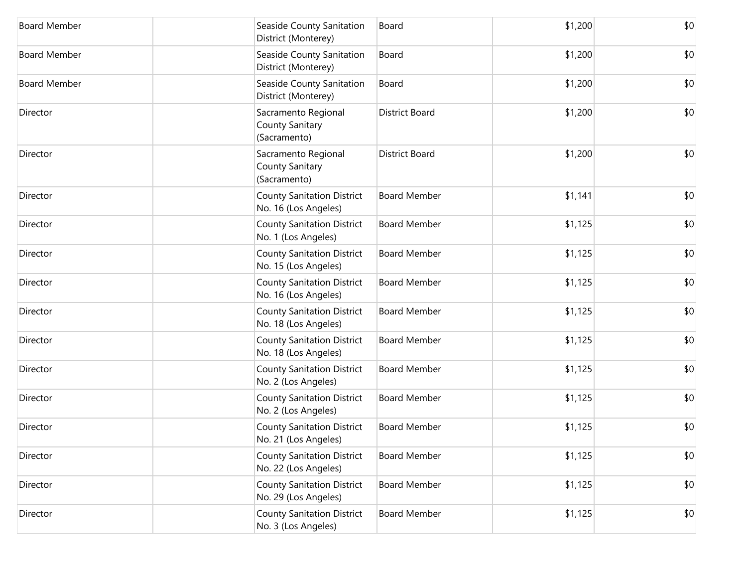| | | | | | |
|---|---|---|---|---|---|
| Board Member | | Seaside County Sanitation District (Monterey) | Board | $1,200 | $0 |
| Board Member | | Seaside County Sanitation District (Monterey) | Board | $1,200 | $0 |
| Board Member | | Seaside County Sanitation District (Monterey) | Board | $1,200 | $0 |
| Director | | Sacramento Regional County Sanitary (Sacramento) | District Board | $1,200 | $0 |
| Director | | Sacramento Regional County Sanitary (Sacramento) | District Board | $1,200 | $0 |
| Director | | County Sanitation District No. 16 (Los Angeles) | Board Member | $1,141 | $0 |
| Director | | County Sanitation District No. 1 (Los Angeles) | Board Member | $1,125 | $0 |
| Director | | County Sanitation District No. 15 (Los Angeles) | Board Member | $1,125 | $0 |
| Director | | County Sanitation District No. 16 (Los Angeles) | Board Member | $1,125 | $0 |
| Director | | County Sanitation District No. 18 (Los Angeles) | Board Member | $1,125 | $0 |
| Director | | County Sanitation District No. 18 (Los Angeles) | Board Member | $1,125 | $0 |
| Director | | County Sanitation District No. 2 (Los Angeles) | Board Member | $1,125 | $0 |
| Director | | County Sanitation District No. 2 (Los Angeles) | Board Member | $1,125 | $0 |
| Director | | County Sanitation District No. 21 (Los Angeles) | Board Member | $1,125 | $0 |
| Director | | County Sanitation District No. 22 (Los Angeles) | Board Member | $1,125 | $0 |
| Director | | County Sanitation District No. 29 (Los Angeles) | Board Member | $1,125 | $0 |
| Director | | County Sanitation District No. 3 (Los Angeles) | Board Member | $1,125 | $0 |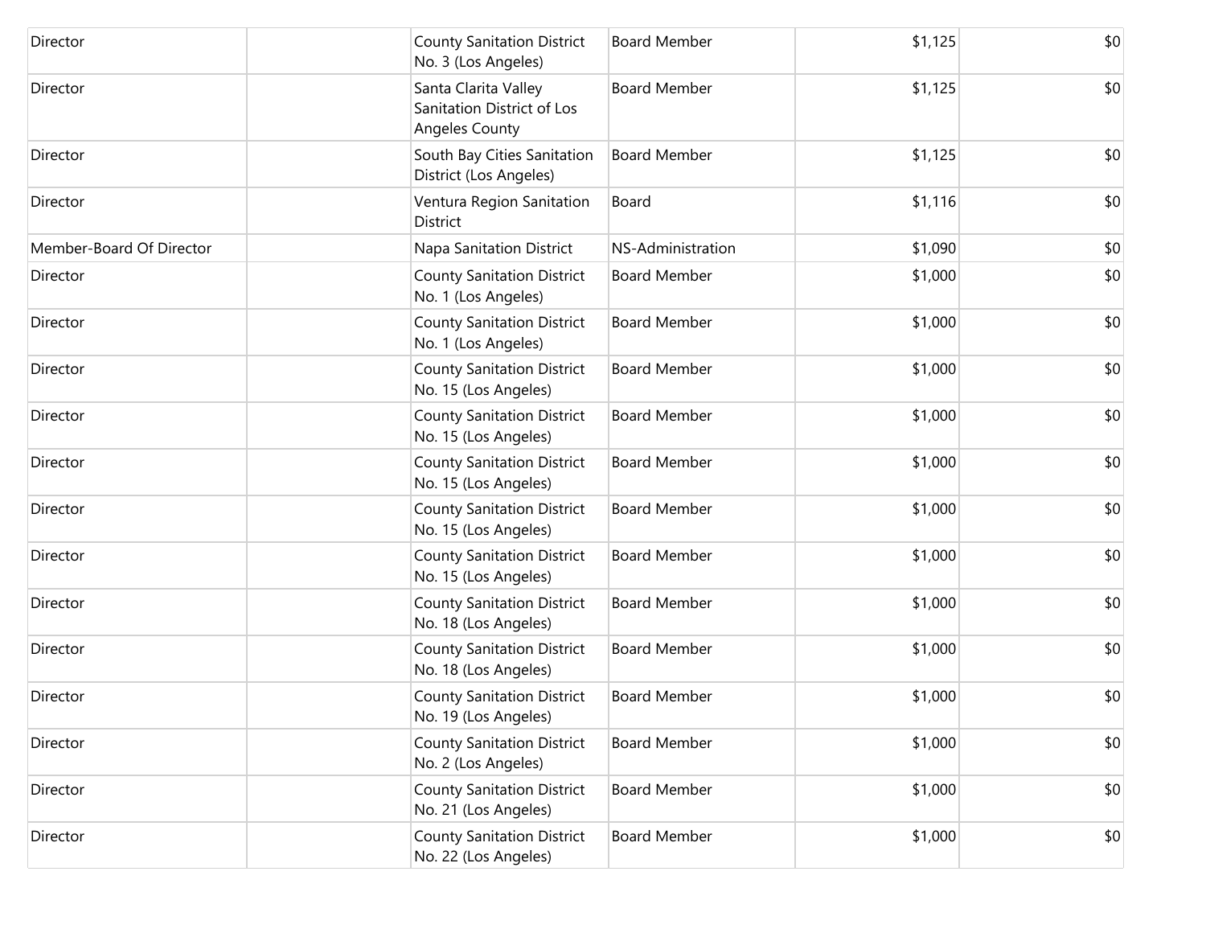| | | | | | |
|---|---|---|---|---|---|
| Director | | County Sanitation District No. 3 (Los Angeles) | Board Member | $1,125 | $0 |
| Director | | Santa Clarita Valley Sanitation District of Los Angeles County | Board Member | $1,125 | $0 |
| Director | | South Bay Cities Sanitation District (Los Angeles) | Board Member | $1,125 | $0 |
| Director | | Ventura Region Sanitation District | Board | $1,116 | $0 |
| Member-Board Of Director | | Napa Sanitation District | NS-Administration | $1,090 | $0 |
| Director | | County Sanitation District No. 1 (Los Angeles) | Board Member | $1,000 | $0 |
| Director | | County Sanitation District No. 1 (Los Angeles) | Board Member | $1,000 | $0 |
| Director | | County Sanitation District No. 15 (Los Angeles) | Board Member | $1,000 | $0 |
| Director | | County Sanitation District No. 15 (Los Angeles) | Board Member | $1,000 | $0 |
| Director | | County Sanitation District No. 15 (Los Angeles) | Board Member | $1,000 | $0 |
| Director | | County Sanitation District No. 15 (Los Angeles) | Board Member | $1,000 | $0 |
| Director | | County Sanitation District No. 15 (Los Angeles) | Board Member | $1,000 | $0 |
| Director | | County Sanitation District No. 18 (Los Angeles) | Board Member | $1,000 | $0 |
| Director | | County Sanitation District No. 18 (Los Angeles) | Board Member | $1,000 | $0 |
| Director | | County Sanitation District No. 19 (Los Angeles) | Board Member | $1,000 | $0 |
| Director | | County Sanitation District No. 2 (Los Angeles) | Board Member | $1,000 | $0 |
| Director | | County Sanitation District No. 21 (Los Angeles) | Board Member | $1,000 | $0 |
| Director | | County Sanitation District No. 22 (Los Angeles) | Board Member | $1,000 | $0 |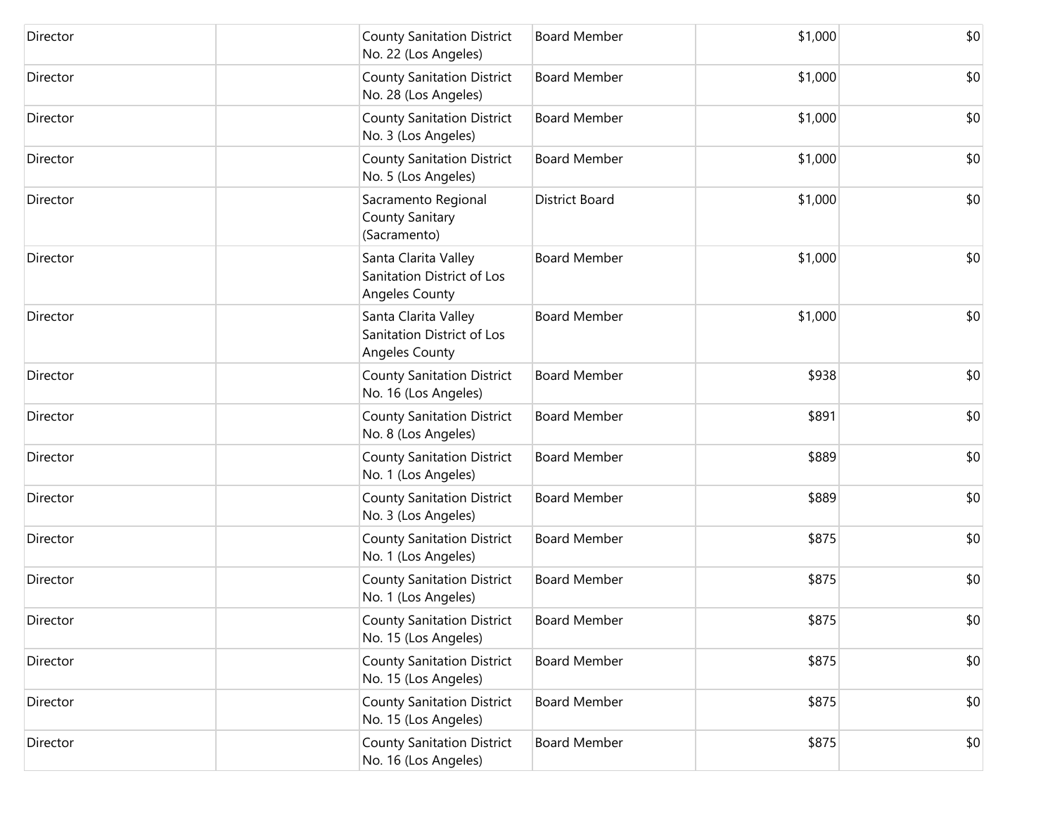| | | | | | |
|---|---|---|---|---|---|
| Director | | County Sanitation District No. 22 (Los Angeles) | Board Member | $1,000 | $0 |
| Director | | County Sanitation District No. 28 (Los Angeles) | Board Member | $1,000 | $0 |
| Director | | County Sanitation District No. 3 (Los Angeles) | Board Member | $1,000 | $0 |
| Director | | County Sanitation District No. 5 (Los Angeles) | Board Member | $1,000 | $0 |
| Director | | Sacramento Regional County Sanitary (Sacramento) | District Board | $1,000 | $0 |
| Director | | Santa Clarita Valley Sanitation District of Los Angeles County | Board Member | $1,000 | $0 |
| Director | | Santa Clarita Valley Sanitation District of Los Angeles County | Board Member | $1,000 | $0 |
| Director | | County Sanitation District No. 16 (Los Angeles) | Board Member | $938 | $0 |
| Director | | County Sanitation District No. 8 (Los Angeles) | Board Member | $891 | $0 |
| Director | | County Sanitation District No. 1 (Los Angeles) | Board Member | $889 | $0 |
| Director | | County Sanitation District No. 3 (Los Angeles) | Board Member | $889 | $0 |
| Director | | County Sanitation District No. 1 (Los Angeles) | Board Member | $875 | $0 |
| Director | | County Sanitation District No. 1 (Los Angeles) | Board Member | $875 | $0 |
| Director | | County Sanitation District No. 15 (Los Angeles) | Board Member | $875 | $0 |
| Director | | County Sanitation District No. 15 (Los Angeles) | Board Member | $875 | $0 |
| Director | | County Sanitation District No. 15 (Los Angeles) | Board Member | $875 | $0 |
| Director | | County Sanitation District No. 16 (Los Angeles) | Board Member | $875 | $0 |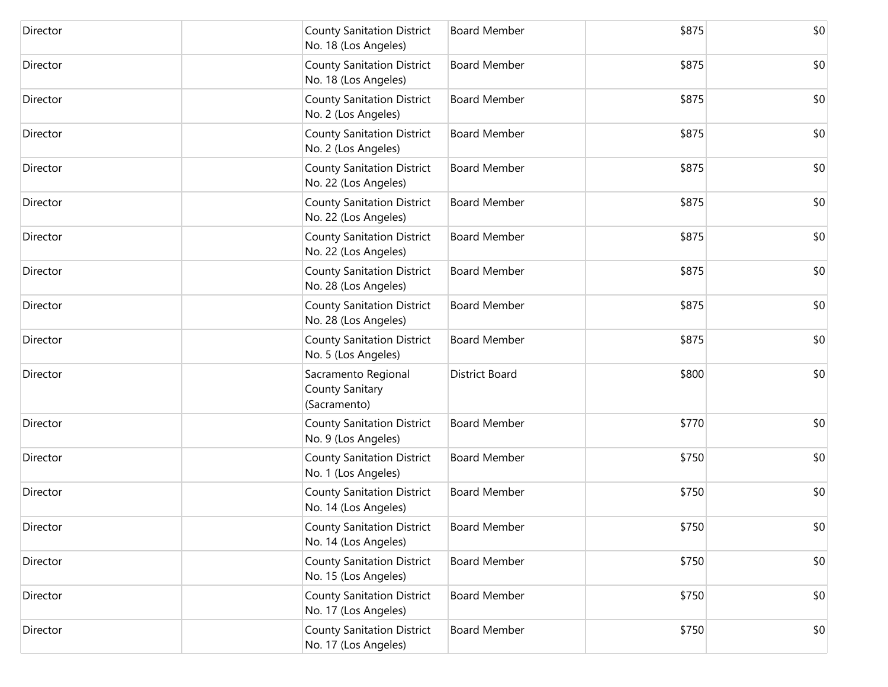| | | | | | |
|---|---|---|---|---|---|
| Director | | County Sanitation District No. 18 (Los Angeles) | Board Member | $875 | $0 |
| Director | | County Sanitation District No. 18 (Los Angeles) | Board Member | $875 | $0 |
| Director | | County Sanitation District No. 2 (Los Angeles) | Board Member | $875 | $0 |
| Director | | County Sanitation District No. 2 (Los Angeles) | Board Member | $875 | $0 |
| Director | | County Sanitation District No. 22 (Los Angeles) | Board Member | $875 | $0 |
| Director | | County Sanitation District No. 22 (Los Angeles) | Board Member | $875 | $0 |
| Director | | County Sanitation District No. 22 (Los Angeles) | Board Member | $875 | $0 |
| Director | | County Sanitation District No. 28 (Los Angeles) | Board Member | $875 | $0 |
| Director | | County Sanitation District No. 28 (Los Angeles) | Board Member | $875 | $0 |
| Director | | County Sanitation District No. 5 (Los Angeles) | Board Member | $875 | $0 |
| Director | | Sacramento Regional County Sanitary (Sacramento) | District Board | $800 | $0 |
| Director | | County Sanitation District No. 9 (Los Angeles) | Board Member | $770 | $0 |
| Director | | County Sanitation District No. 1 (Los Angeles) | Board Member | $750 | $0 |
| Director | | County Sanitation District No. 14 (Los Angeles) | Board Member | $750 | $0 |
| Director | | County Sanitation District No. 14 (Los Angeles) | Board Member | $750 | $0 |
| Director | | County Sanitation District No. 15 (Los Angeles) | Board Member | $750 | $0 |
| Director | | County Sanitation District No. 17 (Los Angeles) | Board Member | $750 | $0 |
| Director | | County Sanitation District No. 17 (Los Angeles) | Board Member | $750 | $0 |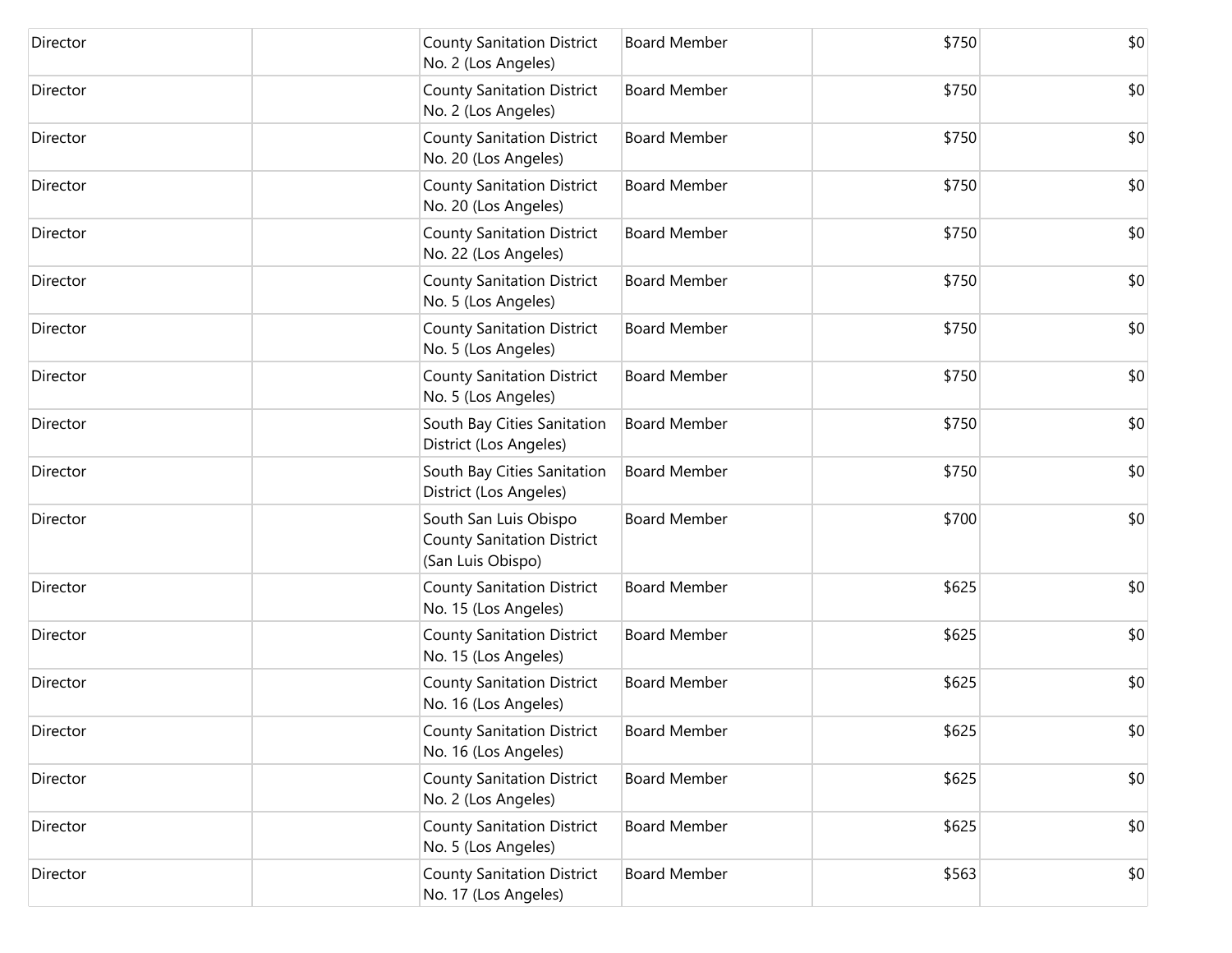| | | | | | |
|---|---|---|---|---|---|
| Director | | County Sanitation District No. 2 (Los Angeles) | Board Member | $750 | $0 |
| Director | | County Sanitation District No. 2 (Los Angeles) | Board Member | $750 | $0 |
| Director | | County Sanitation District No. 20 (Los Angeles) | Board Member | $750 | $0 |
| Director | | County Sanitation District No. 20 (Los Angeles) | Board Member | $750 | $0 |
| Director | | County Sanitation District No. 22 (Los Angeles) | Board Member | $750 | $0 |
| Director | | County Sanitation District No. 5 (Los Angeles) | Board Member | $750 | $0 |
| Director | | County Sanitation District No. 5 (Los Angeles) | Board Member | $750 | $0 |
| Director | | County Sanitation District No. 5 (Los Angeles) | Board Member | $750 | $0 |
| Director | | South Bay Cities Sanitation District (Los Angeles) | Board Member | $750 | $0 |
| Director | | South Bay Cities Sanitation District (Los Angeles) | Board Member | $750 | $0 |
| Director | | South San Luis Obispo County Sanitation District (San Luis Obispo) | Board Member | $700 | $0 |
| Director | | County Sanitation District No. 15 (Los Angeles) | Board Member | $625 | $0 |
| Director | | County Sanitation District No. 15 (Los Angeles) | Board Member | $625 | $0 |
| Director | | County Sanitation District No. 16 (Los Angeles) | Board Member | $625 | $0 |
| Director | | County Sanitation District No. 16 (Los Angeles) | Board Member | $625 | $0 |
| Director | | County Sanitation District No. 2 (Los Angeles) | Board Member | $625 | $0 |
| Director | | County Sanitation District No. 5 (Los Angeles) | Board Member | $625 | $0 |
| Director | | County Sanitation District No. 17 (Los Angeles) | Board Member | $563 | $0 |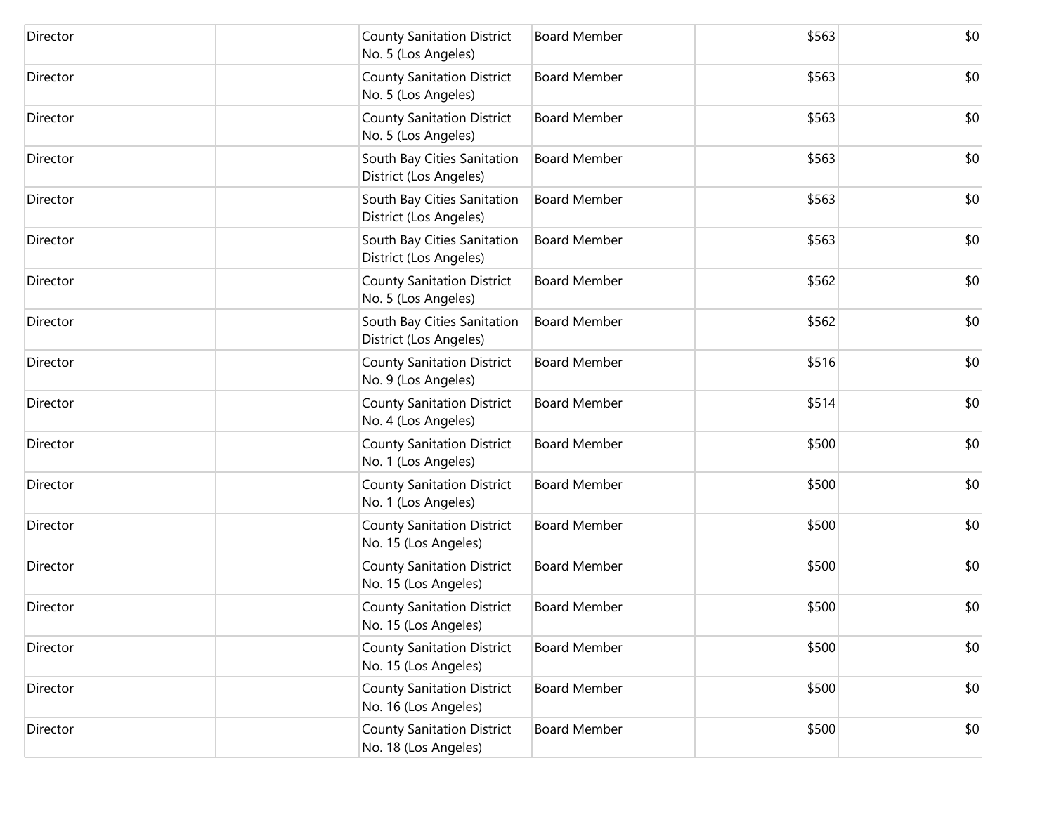| | | | | | |
|---|---|---|---|---|---|
| Director | | County Sanitation District No. 5 (Los Angeles) | Board Member | $563 | $0 |
| Director | | County Sanitation District No. 5 (Los Angeles) | Board Member | $563 | $0 |
| Director | | County Sanitation District No. 5 (Los Angeles) | Board Member | $563 | $0 |
| Director | | South Bay Cities Sanitation District (Los Angeles) | Board Member | $563 | $0 |
| Director | | South Bay Cities Sanitation District (Los Angeles) | Board Member | $563 | $0 |
| Director | | South Bay Cities Sanitation District (Los Angeles) | Board Member | $563 | $0 |
| Director | | County Sanitation District No. 5 (Los Angeles) | Board Member | $562 | $0 |
| Director | | South Bay Cities Sanitation District (Los Angeles) | Board Member | $562 | $0 |
| Director | | County Sanitation District No. 9 (Los Angeles) | Board Member | $516 | $0 |
| Director | | County Sanitation District No. 4 (Los Angeles) | Board Member | $514 | $0 |
| Director | | County Sanitation District No. 1 (Los Angeles) | Board Member | $500 | $0 |
| Director | | County Sanitation District No. 1 (Los Angeles) | Board Member | $500 | $0 |
| Director | | County Sanitation District No. 15 (Los Angeles) | Board Member | $500 | $0 |
| Director | | County Sanitation District No. 15 (Los Angeles) | Board Member | $500 | $0 |
| Director | | County Sanitation District No. 15 (Los Angeles) | Board Member | $500 | $0 |
| Director | | County Sanitation District No. 15 (Los Angeles) | Board Member | $500 | $0 |
| Director | | County Sanitation District No. 16 (Los Angeles) | Board Member | $500 | $0 |
| Director | | County Sanitation District No. 18 (Los Angeles) | Board Member | $500 | $0 |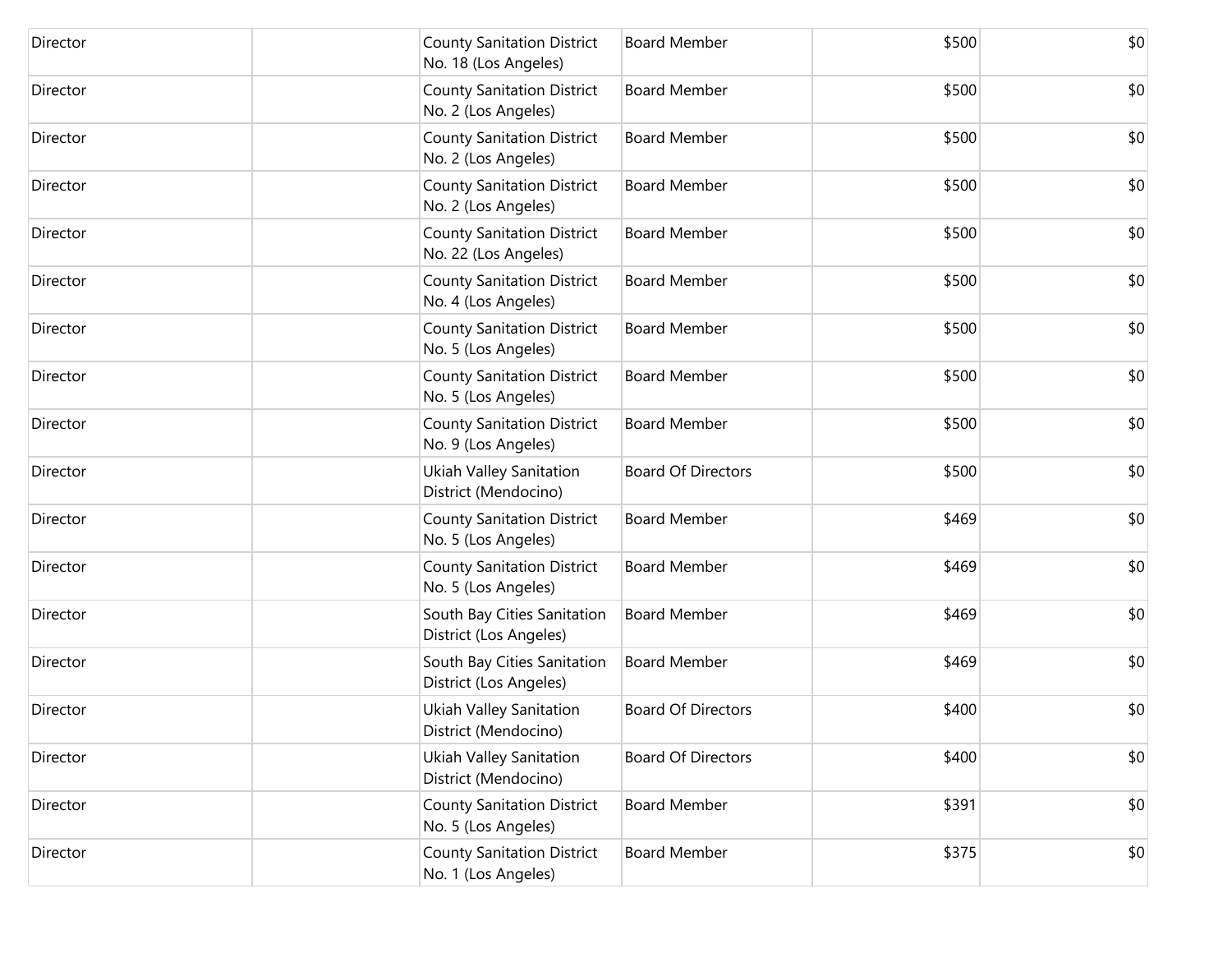| | | | | | |
|---|---|---|---|---|---|
| Director | | County Sanitation District No. 18 (Los Angeles) | Board Member | $500 | $0 |
| Director | | County Sanitation District No. 2 (Los Angeles) | Board Member | $500 | $0 |
| Director | | County Sanitation District No. 2 (Los Angeles) | Board Member | $500 | $0 |
| Director | | County Sanitation District No. 2 (Los Angeles) | Board Member | $500 | $0 |
| Director | | County Sanitation District No. 22 (Los Angeles) | Board Member | $500 | $0 |
| Director | | County Sanitation District No. 4 (Los Angeles) | Board Member | $500 | $0 |
| Director | | County Sanitation District No. 5 (Los Angeles) | Board Member | $500 | $0 |
| Director | | County Sanitation District No. 5 (Los Angeles) | Board Member | $500 | $0 |
| Director | | County Sanitation District No. 9 (Los Angeles) | Board Member | $500 | $0 |
| Director | | Ukiah Valley Sanitation District (Mendocino) | Board Of Directors | $500 | $0 |
| Director | | County Sanitation District No. 5 (Los Angeles) | Board Member | $469 | $0 |
| Director | | County Sanitation District No. 5 (Los Angeles) | Board Member | $469 | $0 |
| Director | | South Bay Cities Sanitation District (Los Angeles) | Board Member | $469 | $0 |
| Director | | South Bay Cities Sanitation District (Los Angeles) | Board Member | $469 | $0 |
| Director | | Ukiah Valley Sanitation District (Mendocino) | Board Of Directors | $400 | $0 |
| Director | | Ukiah Valley Sanitation District (Mendocino) | Board Of Directors | $400 | $0 |
| Director | | County Sanitation District No. 5 (Los Angeles) | Board Member | $391 | $0 |
| Director | | County Sanitation District No. 1 (Los Angeles) | Board Member | $375 | $0 |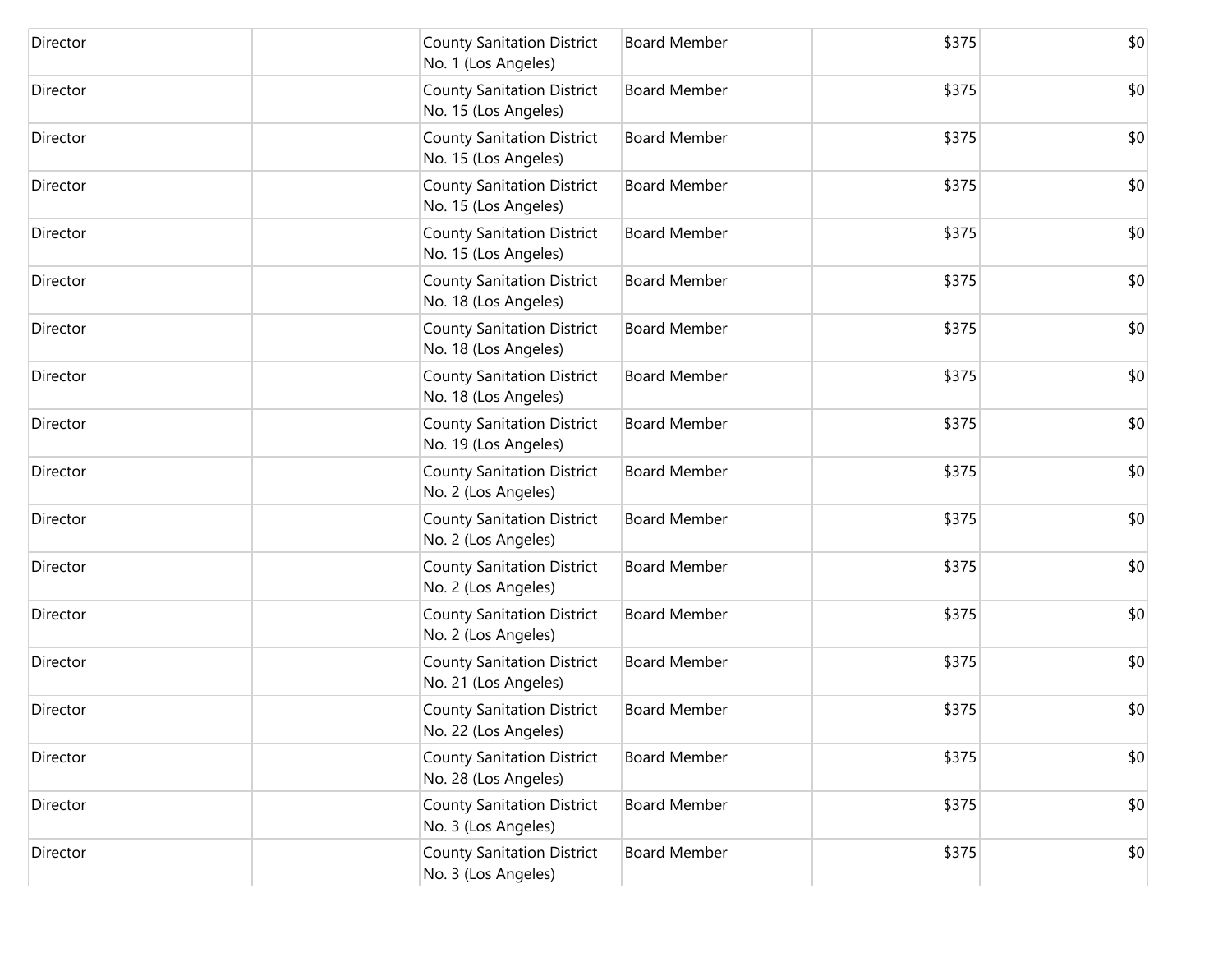| | | | | | |
|---|---|---|---|---|---|
| Director | | County Sanitation District No. 1 (Los Angeles) | Board Member | $375 | $0 |
| Director | | County Sanitation District No. 15 (Los Angeles) | Board Member | $375 | $0 |
| Director | | County Sanitation District No. 15 (Los Angeles) | Board Member | $375 | $0 |
| Director | | County Sanitation District No. 15 (Los Angeles) | Board Member | $375 | $0 |
| Director | | County Sanitation District No. 15 (Los Angeles) | Board Member | $375 | $0 |
| Director | | County Sanitation District No. 18 (Los Angeles) | Board Member | $375 | $0 |
| Director | | County Sanitation District No. 18 (Los Angeles) | Board Member | $375 | $0 |
| Director | | County Sanitation District No. 18 (Los Angeles) | Board Member | $375 | $0 |
| Director | | County Sanitation District No. 19 (Los Angeles) | Board Member | $375 | $0 |
| Director | | County Sanitation District No. 2 (Los Angeles) | Board Member | $375 | $0 |
| Director | | County Sanitation District No. 2 (Los Angeles) | Board Member | $375 | $0 |
| Director | | County Sanitation District No. 2 (Los Angeles) | Board Member | $375 | $0 |
| Director | | County Sanitation District No. 2 (Los Angeles) | Board Member | $375 | $0 |
| Director | | County Sanitation District No. 21 (Los Angeles) | Board Member | $375 | $0 |
| Director | | County Sanitation District No. 22 (Los Angeles) | Board Member | $375 | $0 |
| Director | | County Sanitation District No. 28 (Los Angeles) | Board Member | $375 | $0 |
| Director | | County Sanitation District No. 3 (Los Angeles) | Board Member | $375 | $0 |
| Director | | County Sanitation District No. 3 (Los Angeles) | Board Member | $375 | $0 |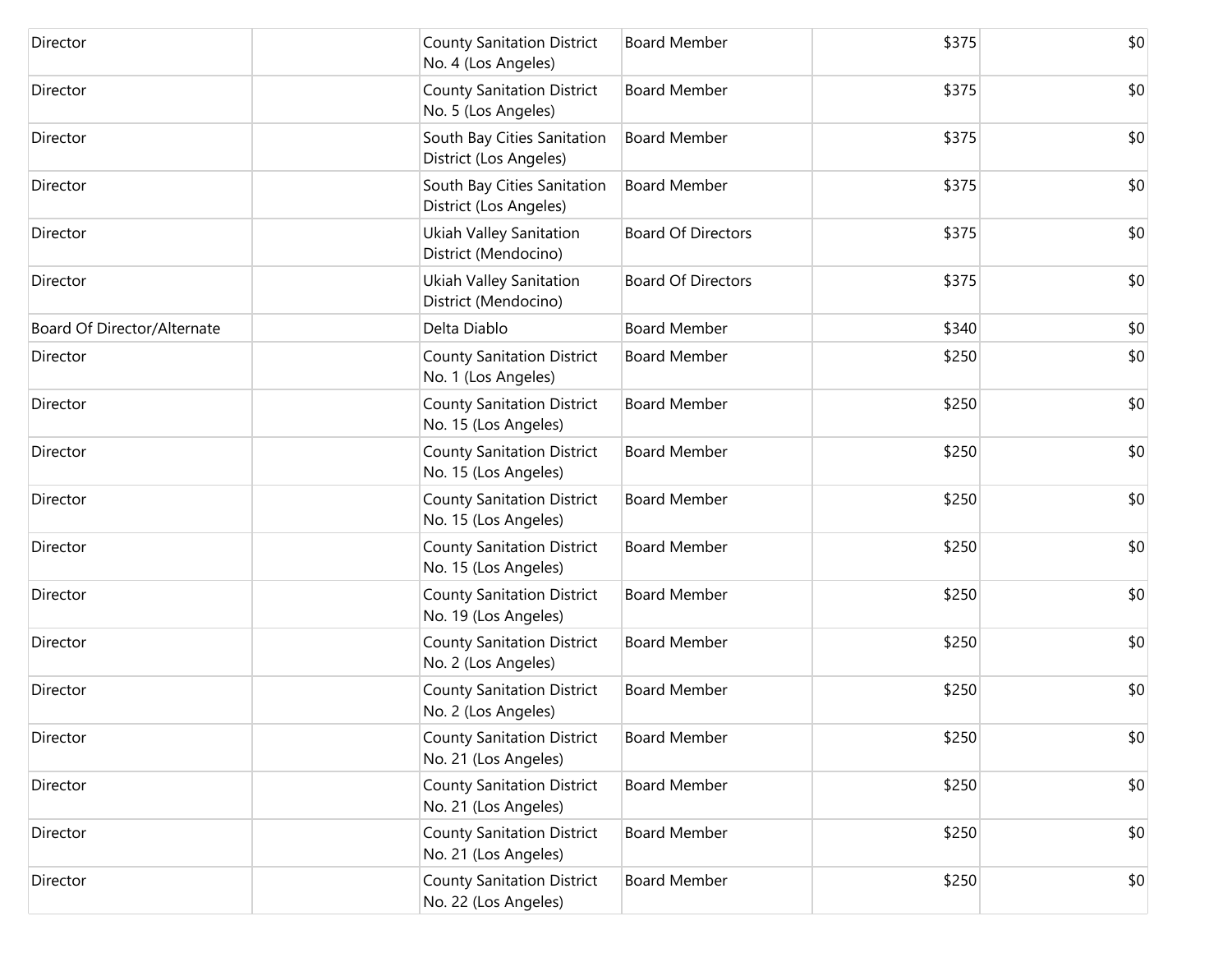| | | | | | |
|---|---|---|---|---|---|
| Director | | County Sanitation District No. 4 (Los Angeles) | Board Member | $375 | $0 |
| Director | | County Sanitation District No. 5 (Los Angeles) | Board Member | $375 | $0 |
| Director | | South Bay Cities Sanitation District (Los Angeles) | Board Member | $375 | $0 |
| Director | | South Bay Cities Sanitation District (Los Angeles) | Board Member | $375 | $0 |
| Director | | Ukiah Valley Sanitation District (Mendocino) | Board Of Directors | $375 | $0 |
| Director | | Ukiah Valley Sanitation District (Mendocino) | Board Of Directors | $375 | $0 |
| Board Of Director/Alternate | | Delta Diablo | Board Member | $340 | $0 |
| Director | | County Sanitation District No. 1 (Los Angeles) | Board Member | $250 | $0 |
| Director | | County Sanitation District No. 15 (Los Angeles) | Board Member | $250 | $0 |
| Director | | County Sanitation District No. 15 (Los Angeles) | Board Member | $250 | $0 |
| Director | | County Sanitation District No. 15 (Los Angeles) | Board Member | $250 | $0 |
| Director | | County Sanitation District No. 15 (Los Angeles) | Board Member | $250 | $0 |
| Director | | County Sanitation District No. 19 (Los Angeles) | Board Member | $250 | $0 |
| Director | | County Sanitation District No. 2 (Los Angeles) | Board Member | $250 | $0 |
| Director | | County Sanitation District No. 2 (Los Angeles) | Board Member | $250 | $0 |
| Director | | County Sanitation District No. 21 (Los Angeles) | Board Member | $250 | $0 |
| Director | | County Sanitation District No. 21 (Los Angeles) | Board Member | $250 | $0 |
| Director | | County Sanitation District No. 21 (Los Angeles) | Board Member | $250 | $0 |
| Director | | County Sanitation District No. 22 (Los Angeles) | Board Member | $250 | $0 |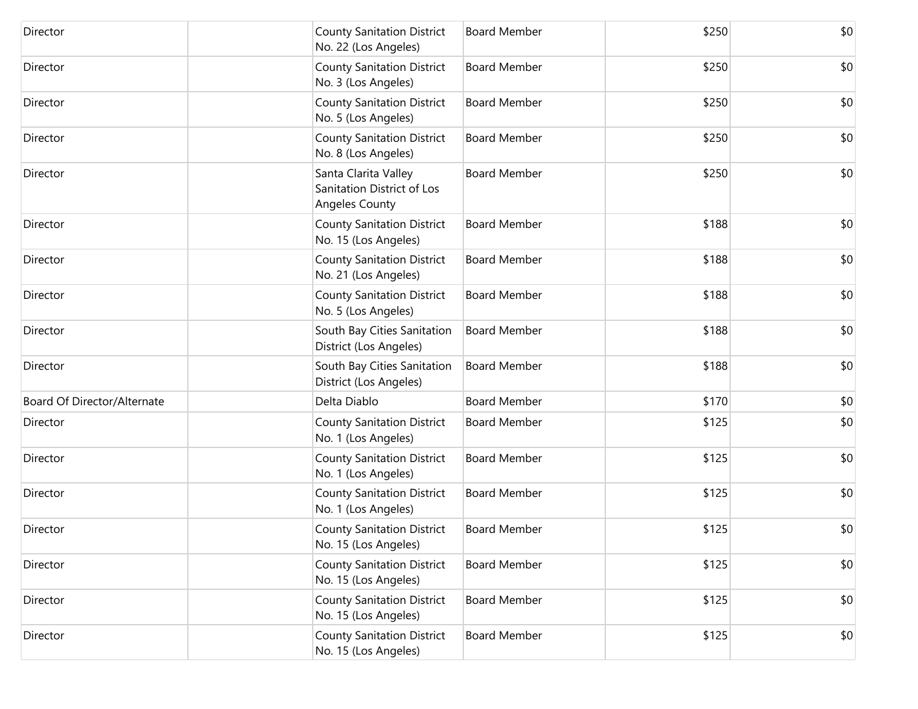| | | | | | |
|---|---|---|---|---|---|
| Director | | County Sanitation District No. 22 (Los Angeles) | Board Member | $250 | $0 |
| Director | | County Sanitation District No. 3 (Los Angeles) | Board Member | $250 | $0 |
| Director | | County Sanitation District No. 5 (Los Angeles) | Board Member | $250 | $0 |
| Director | | County Sanitation District No. 8 (Los Angeles) | Board Member | $250 | $0 |
| Director | | Santa Clarita Valley Sanitation District of Los Angeles County | Board Member | $250 | $0 |
| Director | | County Sanitation District No. 15 (Los Angeles) | Board Member | $188 | $0 |
| Director | | County Sanitation District No. 21 (Los Angeles) | Board Member | $188 | $0 |
| Director | | County Sanitation District No. 5 (Los Angeles) | Board Member | $188 | $0 |
| Director | | South Bay Cities Sanitation District (Los Angeles) | Board Member | $188 | $0 |
| Director | | South Bay Cities Sanitation District (Los Angeles) | Board Member | $188 | $0 |
| Board Of Director/Alternate | | Delta Diablo | Board Member | $170 | $0 |
| Director | | County Sanitation District No. 1 (Los Angeles) | Board Member | $125 | $0 |
| Director | | County Sanitation District No. 1 (Los Angeles) | Board Member | $125 | $0 |
| Director | | County Sanitation District No. 1 (Los Angeles) | Board Member | $125 | $0 |
| Director | | County Sanitation District No. 15 (Los Angeles) | Board Member | $125 | $0 |
| Director | | County Sanitation District No. 15 (Los Angeles) | Board Member | $125 | $0 |
| Director | | County Sanitation District No. 15 (Los Angeles) | Board Member | $125 | $0 |
| Director | | County Sanitation District No. 15 (Los Angeles) | Board Member | $125 | $0 |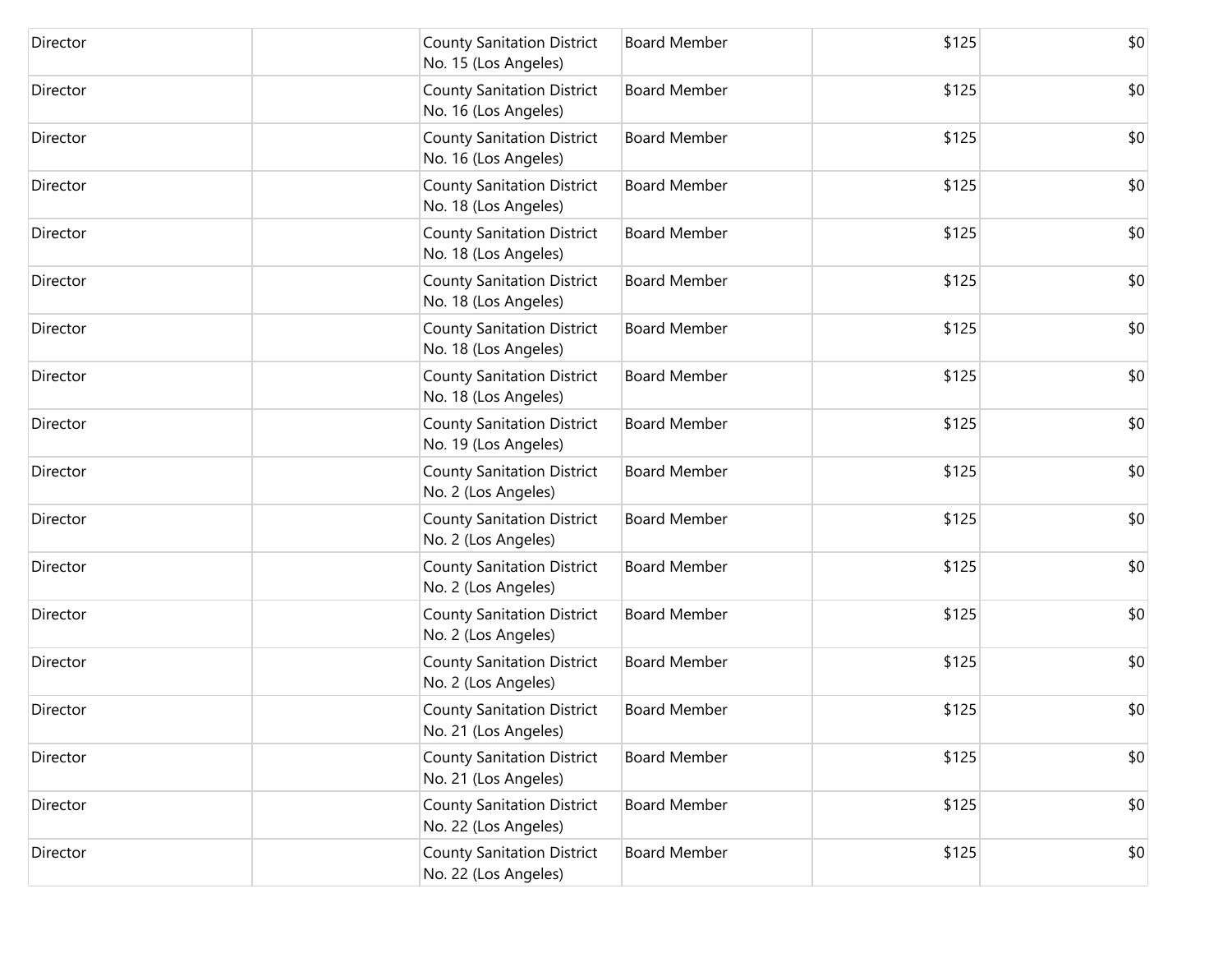| | | | | | |
|---|---|---|---|---|---|
| Director | | County Sanitation District No. 15 (Los Angeles) | Board Member | $125 | $0 |
| Director | | County Sanitation District No. 16 (Los Angeles) | Board Member | $125 | $0 |
| Director | | County Sanitation District No. 16 (Los Angeles) | Board Member | $125 | $0 |
| Director | | County Sanitation District No. 18 (Los Angeles) | Board Member | $125 | $0 |
| Director | | County Sanitation District No. 18 (Los Angeles) | Board Member | $125 | $0 |
| Director | | County Sanitation District No. 18 (Los Angeles) | Board Member | $125 | $0 |
| Director | | County Sanitation District No. 18 (Los Angeles) | Board Member | $125 | $0 |
| Director | | County Sanitation District No. 18 (Los Angeles) | Board Member | $125 | $0 |
| Director | | County Sanitation District No. 19 (Los Angeles) | Board Member | $125 | $0 |
| Director | | County Sanitation District No. 2 (Los Angeles) | Board Member | $125 | $0 |
| Director | | County Sanitation District No. 2 (Los Angeles) | Board Member | $125 | $0 |
| Director | | County Sanitation District No. 2 (Los Angeles) | Board Member | $125 | $0 |
| Director | | County Sanitation District No. 2 (Los Angeles) | Board Member | $125 | $0 |
| Director | | County Sanitation District No. 2 (Los Angeles) | Board Member | $125 | $0 |
| Director | | County Sanitation District No. 21 (Los Angeles) | Board Member | $125 | $0 |
| Director | | County Sanitation District No. 21 (Los Angeles) | Board Member | $125 | $0 |
| Director | | County Sanitation District No. 22 (Los Angeles) | Board Member | $125 | $0 |
| Director | | County Sanitation District No. 22 (Los Angeles) | Board Member | $125 | $0 |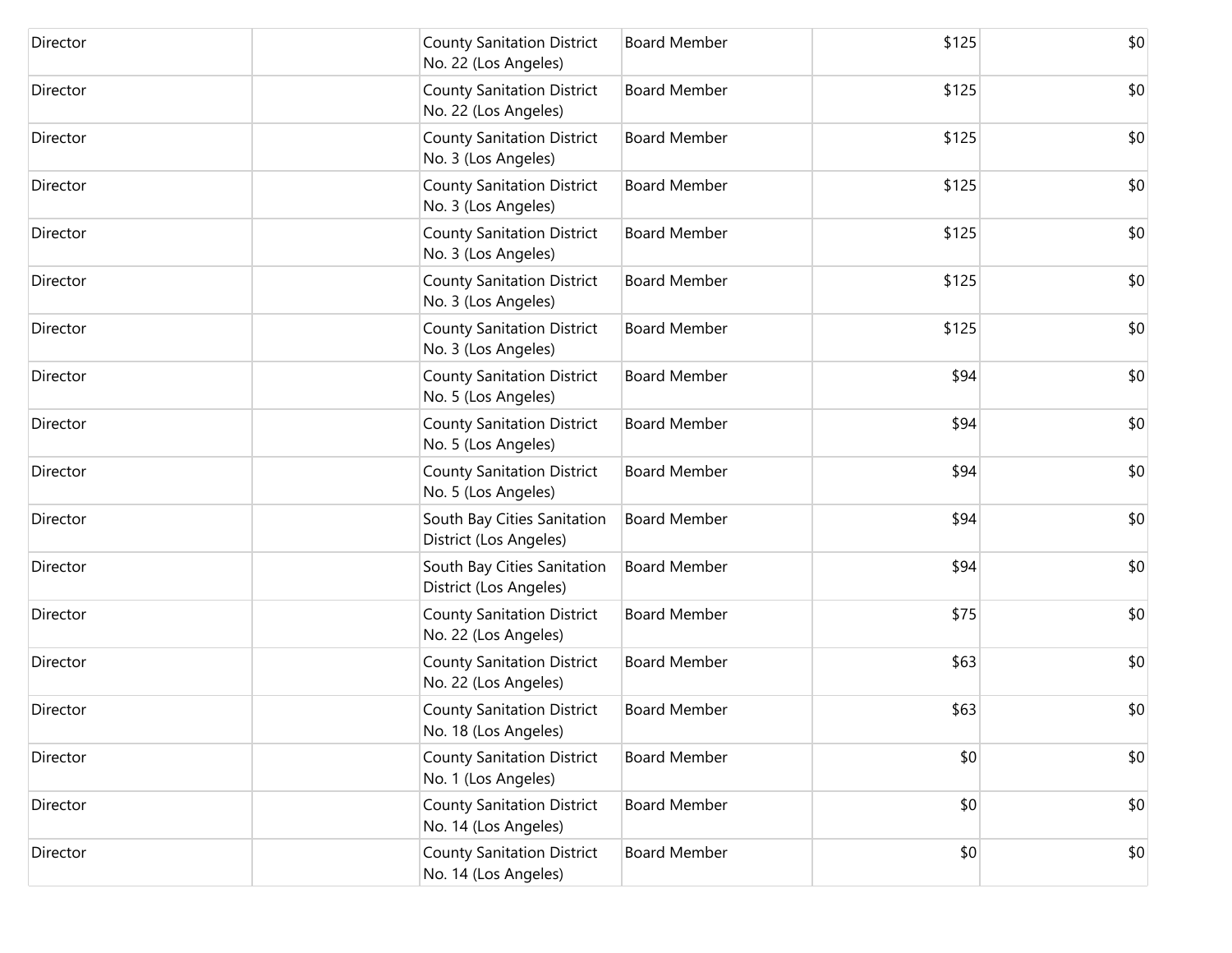| Director | | County Sanitation District No. 22 (Los Angeles) | Board Member | $125 | $0 |
|---|---|---|---|---|---|
| Director | | County Sanitation District No. 22 (Los Angeles) | Board Member | $125 | $0 |
| Director | | County Sanitation District No. 3 (Los Angeles) | Board Member | $125 | $0 |
| Director | | County Sanitation District No. 3 (Los Angeles) | Board Member | $125 | $0 |
| Director | | County Sanitation District No. 3 (Los Angeles) | Board Member | $125 | $0 |
| Director | | County Sanitation District No. 3 (Los Angeles) | Board Member | $125 | $0 |
| Director | | County Sanitation District No. 3 (Los Angeles) | Board Member | $125 | $0 |
| Director | | County Sanitation District No. 5 (Los Angeles) | Board Member | $94 | $0 |
| Director | | County Sanitation District No. 5 (Los Angeles) | Board Member | $94 | $0 |
| Director | | County Sanitation District No. 5 (Los Angeles) | Board Member | $94 | $0 |
| Director | | South Bay Cities Sanitation District (Los Angeles) | Board Member | $94 | $0 |
| Director | | South Bay Cities Sanitation District (Los Angeles) | Board Member | $94 | $0 |
| Director | | County Sanitation District No. 22 (Los Angeles) | Board Member | $75 | $0 |
| Director | | County Sanitation District No. 22 (Los Angeles) | Board Member | $63 | $0 |
| Director | | County Sanitation District No. 18 (Los Angeles) | Board Member | $63 | $0 |
| Director | | County Sanitation District No. 1 (Los Angeles) | Board Member | $0 | $0 |
| Director | | County Sanitation District No. 14 (Los Angeles) | Board Member | $0 | $0 |
| Director | | County Sanitation District No. 14 (Los Angeles) | Board Member | $0 | $0 |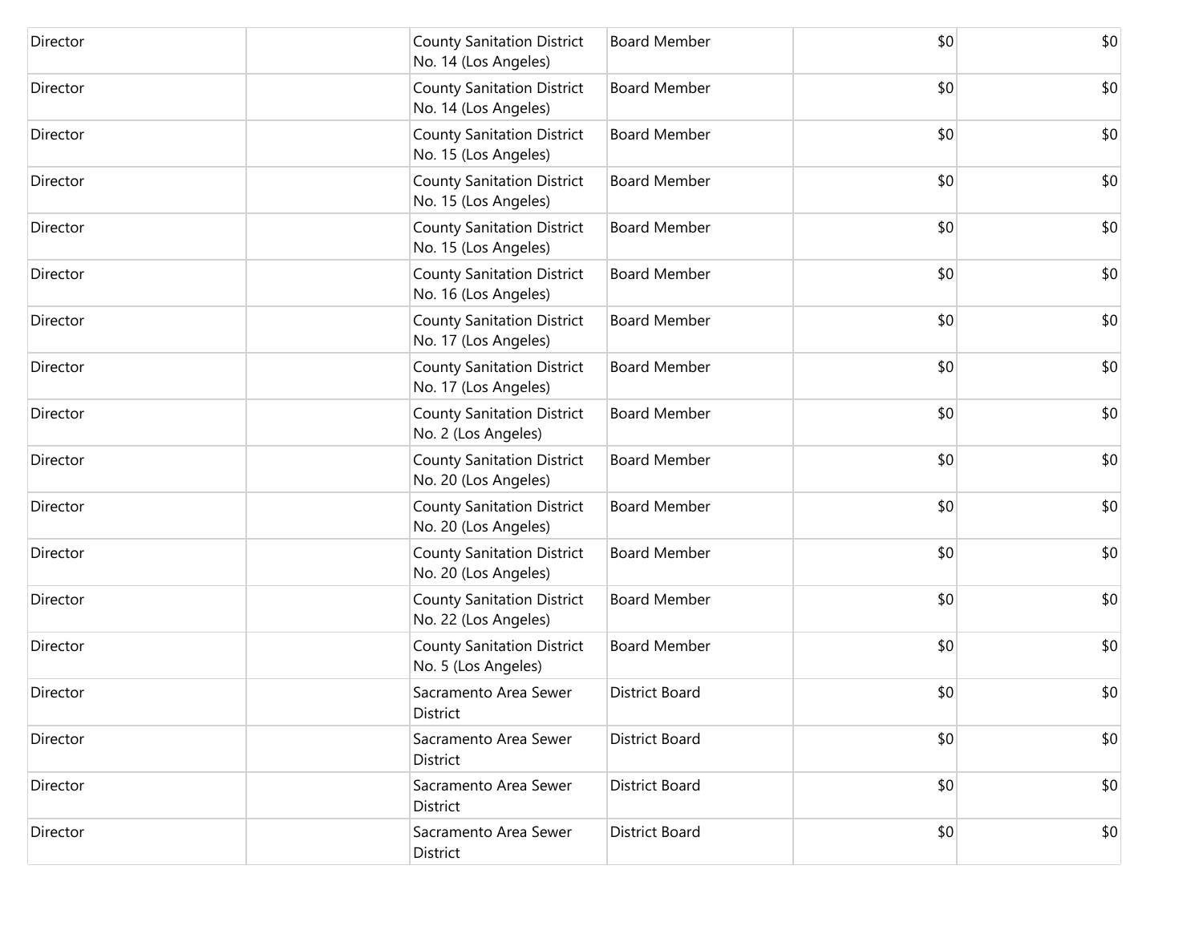| | | | | | |
|---|---|---|---|---|---|
| Director | | County Sanitation District No. 14 (Los Angeles) | Board Member | $0 | $0 |
| Director | | County Sanitation District No. 14 (Los Angeles) | Board Member | $0 | $0 |
| Director | | County Sanitation District No. 15 (Los Angeles) | Board Member | $0 | $0 |
| Director | | County Sanitation District No. 15 (Los Angeles) | Board Member | $0 | $0 |
| Director | | County Sanitation District No. 15 (Los Angeles) | Board Member | $0 | $0 |
| Director | | County Sanitation District No. 16 (Los Angeles) | Board Member | $0 | $0 |
| Director | | County Sanitation District No. 17 (Los Angeles) | Board Member | $0 | $0 |
| Director | | County Sanitation District No. 17 (Los Angeles) | Board Member | $0 | $0 |
| Director | | County Sanitation District No. 2 (Los Angeles) | Board Member | $0 | $0 |
| Director | | County Sanitation District No. 20 (Los Angeles) | Board Member | $0 | $0 |
| Director | | County Sanitation District No. 20 (Los Angeles) | Board Member | $0 | $0 |
| Director | | County Sanitation District No. 20 (Los Angeles) | Board Member | $0 | $0 |
| Director | | County Sanitation District No. 22 (Los Angeles) | Board Member | $0 | $0 |
| Director | | County Sanitation District No. 5 (Los Angeles) | Board Member | $0 | $0 |
| Director | | Sacramento Area Sewer District | District Board | $0 | $0 |
| Director | | Sacramento Area Sewer District | District Board | $0 | $0 |
| Director | | Sacramento Area Sewer District | District Board | $0 | $0 |
| Director | | Sacramento Area Sewer District | District Board | $0 | $0 |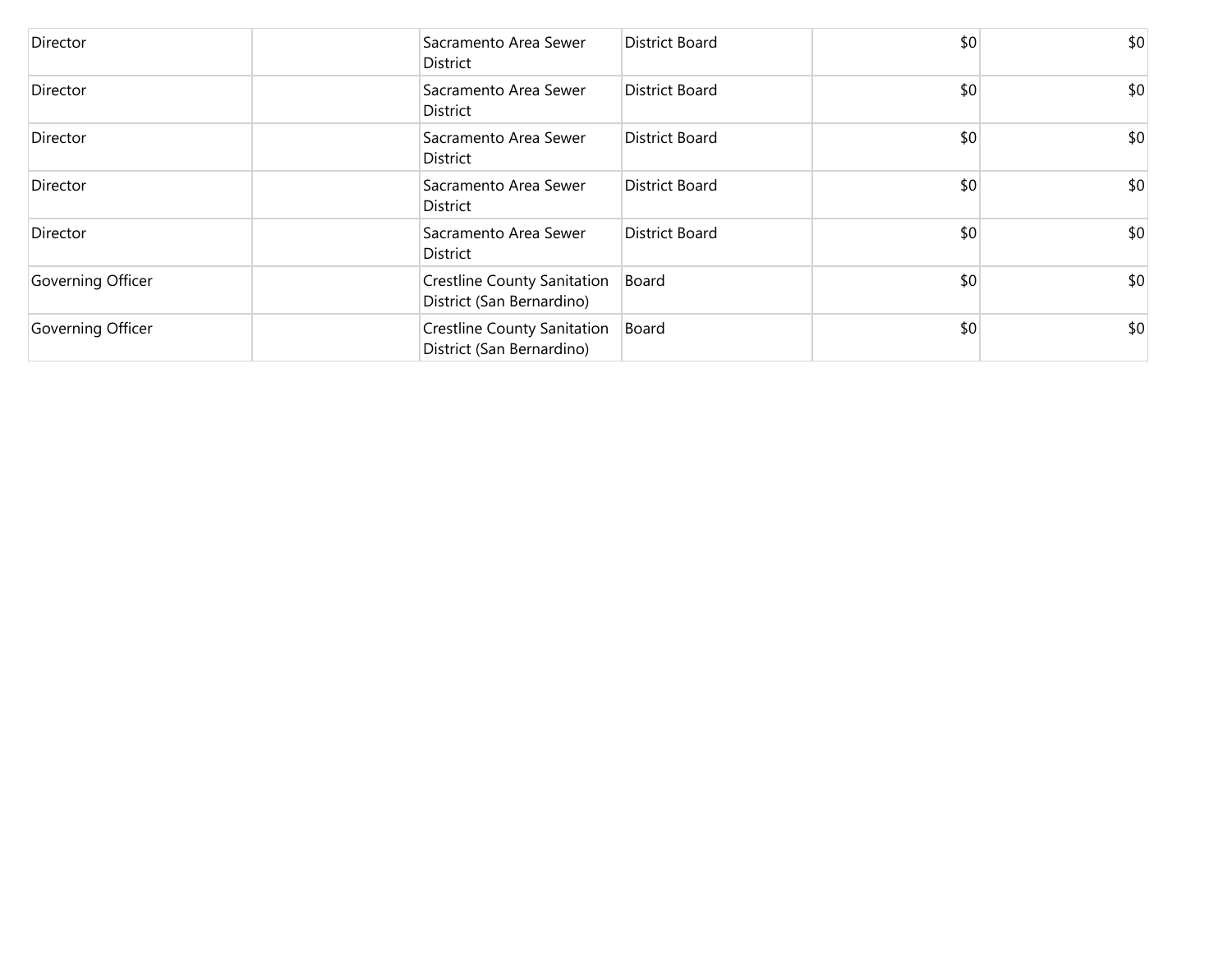| | | | | | |
|---|---|---|---|---|---|
| Director | | Sacramento Area Sewer District | District Board | $0 | $0 |
| Director | | Sacramento Area Sewer District | District Board | $0 | $0 |
| Director | | Sacramento Area Sewer District | District Board | $0 | $0 |
| Director | | Sacramento Area Sewer District | District Board | $0 | $0 |
| Director | | Sacramento Area Sewer District | District Board | $0 | $0 |
| Governing Officer | | Crestline County Sanitation District (San Bernardino) | Board | $0 | $0 |
| Governing Officer | | Crestline County Sanitation District (San Bernardino) | Board | $0 | $0 |